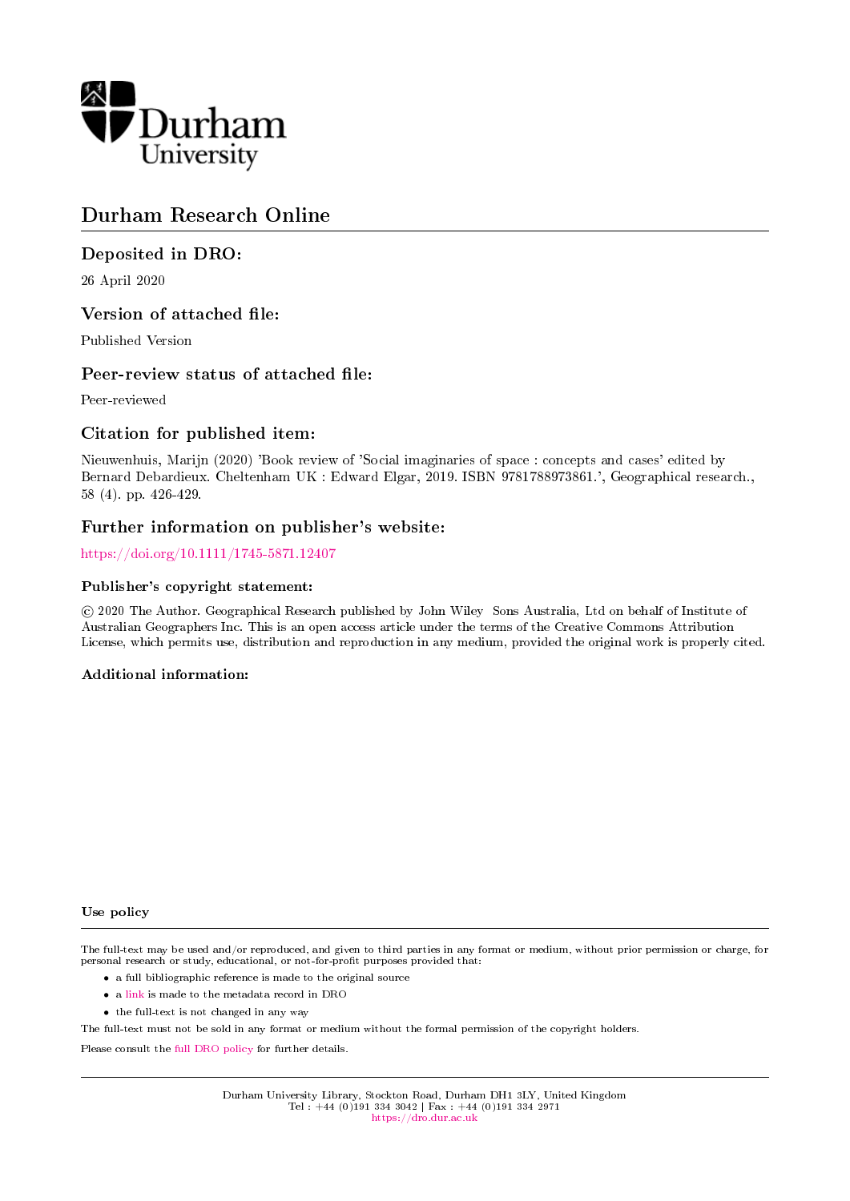Durham University

# Durham Research Online

## Deposited in DRO:

26 April 2020

## Version of attached file:

Published Version

## Peer-review status of attached file:

Peer-reviewed

## Citation for published item:

Nieuwenhuis, Marijn (2020) 'Book review of 'Social imaginaries of space : concepts and cases' edited by Bernard Debardieux. Cheltenham UK : Edward Elgar, 2019. ISBN 9781788973861.', Geographical research., 58 (4). pp. 426-429.

## Further information on publisher's website:

https://doi.org/10.1111/1745-5871.12407

### Publisher's copyright statement:

© 2020 The Author. Geographical Research published by John Wiley Sons Australia, Ltd on behalf of Institute of Australian Geographers Inc. This is an open access article under the terms of the Creative Commons Attribution License, which permits use, distribution and reproduction in any medium, provided the original work is properly cited.

### Additional information:

### Use policy

The full-text may be used and/or reproduced, and given to third parties in any format or medium, without prior permission or charge, for personal research or study, educational, or not-for-profit purposes provided that:

- a full bibliographic reference is made to the original source
- a link is made to the metadata record in DRO
- the full-text is not changed in any way

The full-text must not be sold in any format or medium without the formal permission of the copyright holders.

Please consult the full DRO policy for further details.

Durham University Library, Stockton Road, Durham DH1 3LY, United Kingdom
Tel : +44 (0)191 334 3042 | Fax : +44 (0)191 334 2971
https://dro.dur.ac.uk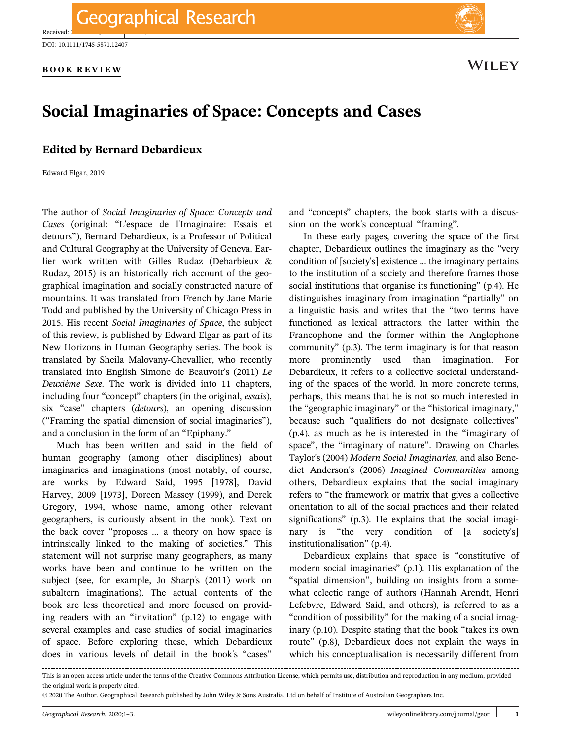BOOK REVIEW

# Social Imaginaries of Space: Concepts and Cases

## Edited by Bernard Debardieux

Edward Elgar, 2019

The author of *Social Imaginaries of Space: Concepts and Cases* (original: "L'espace de l'Imaginaire: Essais et detours"), Bernard Debardieux, is a Professor of Political and Cultural Geography at the University of Geneva. Earlier work written with Gilles Rudaz (Debarbieux & Rudaz, 2015) is an historically rich account of the geographical imagination and socially constructed nature of mountains. It was translated from French by Jane Marie Todd and published by the University of Chicago Press in 2015. His recent *Social Imaginaries of Space*, the subject of this review, is published by Edward Elgar as part of its New Horizons in Human Geography series. The book is translated by Sheila Malovany-Chevallier, who recently translated into English Simone de Beauvoir's (2011) *Le Deuxième Sexe*. The work is divided into 11 chapters, including four "concept" chapters (in the original, *essais*), six "case" chapters (*detours*), an opening discussion ("Framing the spatial dimension of social imaginaries"), and a conclusion in the form of an "Epiphany."

Much has been written and said in the field of human geography (among other disciplines) about imaginaries and imaginations (most notably, of course, are works by Edward Said, 1995 [1978], David Harvey, 2009 [1973], Doreen Massey (1999), and Derek Gregory, 1994, whose name, among other relevant geographers, is curiously absent in the book). Text on the back cover "proposes … a theory on how space is intrinsically linked to the making of societies." This statement will not surprise many geographers, as many works have been and continue to be written on the subject (see, for example, Jo Sharp's (2011) work on subaltern imaginations). The actual contents of the book are less theoretical and more focused on providing readers with an "invitation" (p.12) to engage with several examples and case studies of social imaginaries of space. Before exploring these, which Debardieux does in various levels of detail in the book's "cases" and "concepts" chapters, the book starts with a discussion on the work's conceptual "framing".

In these early pages, covering the space of the first chapter, Debardieux outlines the imaginary as the "very condition of [society's] existence … the imaginary pertains to the institution of a society and therefore frames those social institutions that organise its functioning" (p.4). He distinguishes imaginary from imagination "partially" on a linguistic basis and writes that the "two terms have functioned as lexical attractors, the latter within the Francophone and the former within the Anglophone community" (p.3). The term imaginary is for that reason more prominently used than imagination. For Debardieux, it refers to a collective societal understanding of the spaces of the world. In more concrete terms, perhaps, this means that he is not so much interested in the "geographic imaginary" or the "historical imaginary," because such "qualifiers do not designate collectives" (p.4), as much as he is interested in the "imaginary of space", the "imaginary of nature". Drawing on Charles Taylor's (2004) *Modern Social Imaginaries*, and also Benedict Anderson's (2006) *Imagined Communities* among others, Debardieux explains that the social imaginary refers to "the framework or matrix that gives a collective orientation to all of the social practices and their related significations" (p.3). He explains that the social imaginary is "the very condition of [a society's] institutionalisation" (p.4).

Debardieux explains that space is "constitutive of modern social imaginaries" (p.1). His explanation of the "spatial dimension", building on insights from a somewhat eclectic range of authors (Hannah Arendt, Henri Lefebvre, Edward Said, and others), is referred to as a "condition of possibility" for the making of a social imaginary (p.10). Despite stating that the book "takes its own route" (p.8), Debardieux does not explain the ways in which his conceptualisation is necessarily different from

This is an open access article under the terms of the Creative Commons Attribution License, which permits use, distribution and reproduction in any medium, provided the original work is properly cited.

© 2020 The Author. Geographical Research published by John Wiley & Sons Australia, Ltd on behalf of Institute of Australian Geographers Inc.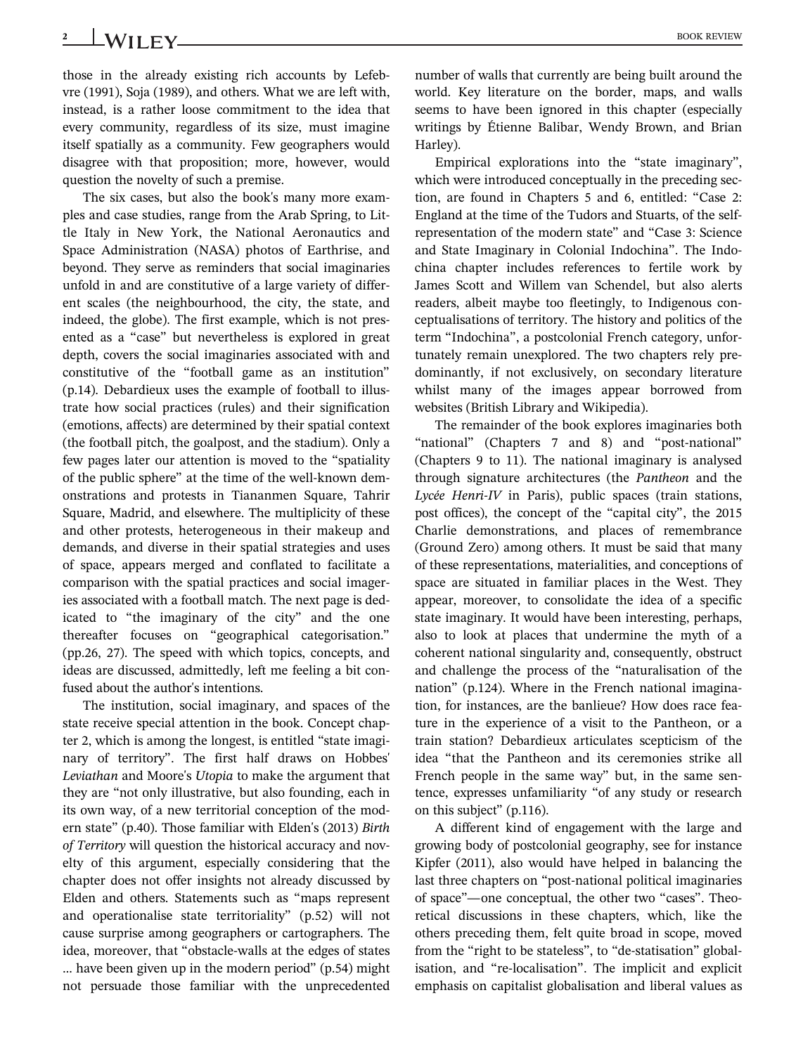those in the already existing rich accounts by Lefebvre (1991), Soja (1989), and others. What we are left with, instead, is a rather loose commitment to the idea that every community, regardless of its size, must imagine itself spatially as a community. Few geographers would disagree with that proposition; more, however, would question the novelty of such a premise.

The six cases, but also the book's many more examples and case studies, range from the Arab Spring, to Little Italy in New York, the National Aeronautics and Space Administration (NASA) photos of Earthrise, and beyond. They serve as reminders that social imaginaries unfold in and are constitutive of a large variety of different scales (the neighbourhood, the city, the state, and indeed, the globe). The first example, which is not presented as a "case" but nevertheless is explored in great depth, covers the social imaginaries associated with and constitutive of the "football game as an institution" (p.14). Debardieux uses the example of football to illustrate how social practices (rules) and their signification (emotions, affects) are determined by their spatial context (the football pitch, the goalpost, and the stadium). Only a few pages later our attention is moved to the "spatiality of the public sphere" at the time of the well-known demonstrations and protests in Tiananmen Square, Tahrir Square, Madrid, and elsewhere. The multiplicity of these and other protests, heterogeneous in their makeup and demands, and diverse in their spatial strategies and uses of space, appears merged and conflated to facilitate a comparison with the spatial practices and social imageries associated with a football match. The next page is dedicated to "the imaginary of the city" and the one thereafter focuses on "geographical categorisation." (pp.26, 27). The speed with which topics, concepts, and ideas are discussed, admittedly, left me feeling a bit confused about the author's intentions.

The institution, social imaginary, and spaces of the state receive special attention in the book. Concept chapter 2, which is among the longest, is entitled "state imaginary of territory". The first half draws on Hobbes' *Leviathan* and Moore's *Utopia* to make the argument that they are "not only illustrative, but also founding, each in its own way, of a new territorial conception of the modern state" (p.40). Those familiar with Elden's (2013) *Birth of Territory* will question the historical accuracy and novelty of this argument, especially considering that the chapter does not offer insights not already discussed by Elden and others. Statements such as "maps represent and operationalise state territoriality" (p.52) will not cause surprise among geographers or cartographers. The idea, moreover, that "obstacle-walls at the edges of states … have been given up in the modern period" (p.54) might not persuade those familiar with the unprecedented number of walls that currently are being built around the world. Key literature on the border, maps, and walls seems to have been ignored in this chapter (especially writings by Étienne Balibar, Wendy Brown, and Brian Harley).

Empirical explorations into the "state imaginary", which were introduced conceptually in the preceding section, are found in Chapters 5 and 6, entitled: "Case 2: England at the time of the Tudors and Stuarts, of the self-representation of the modern state" and "Case 3: Science and State Imaginary in Colonial Indochina". The Indochina chapter includes references to fertile work by James Scott and Willem van Schendel, but also alerts readers, albeit maybe too fleetingly, to Indigenous conceptualisations of territory. The history and politics of the term "Indochina", a postcolonial French category, unfortunately remain unexplored. The two chapters rely predominantly, if not exclusively, on secondary literature whilst many of the images appear borrowed from websites (British Library and Wikipedia).

The remainder of the book explores imaginaries both "national" (Chapters 7 and 8) and "post-national" (Chapters 9 to 11). The national imaginary is analysed through signature architectures (the *Pantheon* and the *Lycée Henri-IV* in Paris), public spaces (train stations, post offices), the concept of the "capital city", the 2015 Charlie demonstrations, and places of remembrance (Ground Zero) among others. It must be said that many of these representations, materialities, and conceptions of space are situated in familiar places in the West. They appear, moreover, to consolidate the idea of a specific state imaginary. It would have been interesting, perhaps, also to look at places that undermine the myth of a coherent national singularity and, consequently, obstruct and challenge the process of the "naturalisation of the nation" (p.124). Where in the French national imagination, for instances, are the banlieue? How does race feature in the experience of a visit to the Pantheon, or a train station? Debardieux articulates scepticism of the idea "that the Pantheon and its ceremonies strike all French people in the same way" but, in the same sentence, expresses unfamiliarity "of any study or research on this subject" (p.116).

A different kind of engagement with the large and growing body of postcolonial geography, see for instance Kipfer (2011), also would have helped in balancing the last three chapters on "post-national political imaginaries of space"—one conceptual, the other two "cases". Theoretical discussions in these chapters, which, like the others preceding them, felt quite broad in scope, moved from the "right to be stateless", to "de-statisation" globalisation, and "re-localisation". The implicit and explicit emphasis on capitalist globalisation and liberal values as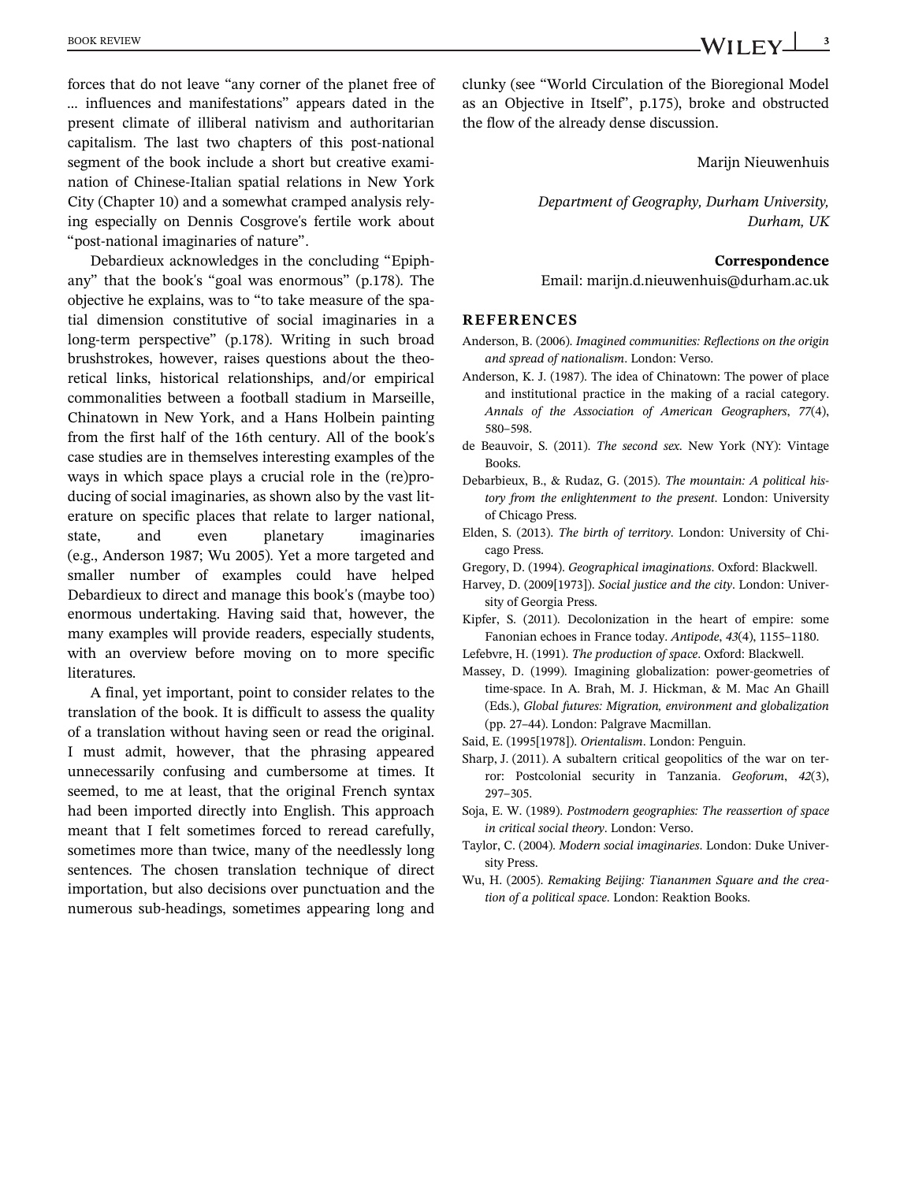forces that do not leave "any corner of the planet free of … influences and manifestations" appears dated in the present climate of illiberal nativism and authoritarian capitalism. The last two chapters of this post-national segment of the book include a short but creative examination of Chinese-Italian spatial relations in New York City (Chapter 10) and a somewhat cramped analysis relying especially on Dennis Cosgrove's fertile work about "post-national imaginaries of nature".

Debardieux acknowledges in the concluding "Epiphany" that the book's "goal was enormous" (p.178). The objective he explains, was to "to take measure of the spatial dimension constitutive of social imaginaries in a long-term perspective" (p.178). Writing in such broad brushstrokes, however, raises questions about the theoretical links, historical relationships, and/or empirical commonalities between a football stadium in Marseille, Chinatown in New York, and a Hans Holbein painting from the first half of the 16th century. All of the book's case studies are in themselves interesting examples of the ways in which space plays a crucial role in the (re)producing of social imaginaries, as shown also by the vast literature on specific places that relate to larger national, state, and even planetary imaginaries (e.g., Anderson 1987; Wu 2005). Yet a more targeted and smaller number of examples could have helped Debardieux to direct and manage this book's (maybe too) enormous undertaking. Having said that, however, the many examples will provide readers, especially students, with an overview before moving on to more specific literatures.

A final, yet important, point to consider relates to the translation of the book. It is difficult to assess the quality of a translation without having seen or read the original. I must admit, however, that the phrasing appeared unnecessarily confusing and cumbersome at times. It seemed, to me at least, that the original French syntax had been imported directly into English. This approach meant that I felt sometimes forced to reread carefully, sometimes more than twice, many of the needlessly long sentences. The chosen translation technique of direct importation, but also decisions over punctuation and the numerous sub-headings, sometimes appearing long and clunky (see "World Circulation of the Bioregional Model as an Objective in Itself", p.175), broke and obstructed the flow of the already dense discussion.

Marijn Nieuwenhuis

*Department of Geography, Durham University, Durham, UK*

**Correspondence**

Email: marijn.d.nieuwenhuis@durham.ac.uk

## REFERENCES

Anderson, B. (2006). *Imagined communities: Reflections on the origin and spread of nationalism*. London: Verso.

Anderson, K. J. (1987). The idea of Chinatown: The power of place and institutional practice in the making of a racial category. *Annals of the Association of American Geographers*, *77*(4), 580–598.

de Beauvoir, S. (2011). *The second sex*. New York (NY): Vintage Books.

Debarbieux, B., & Rudaz, G. (2015). *The mountain: A political history from the enlightenment to the present*. London: University of Chicago Press.

Elden, S. (2013). *The birth of territory*. London: University of Chicago Press.

Gregory, D. (1994). *Geographical imaginations*. Oxford: Blackwell.

Harvey, D. (2009[1973]). *Social justice and the city*. London: University of Georgia Press.

Kipfer, S. (2011). Decolonization in the heart of empire: some Fanonian echoes in France today. *Antipode*, *43*(4), 1155–1180.

Lefebvre, H. (1991). *The production of space*. Oxford: Blackwell.

Massey, D. (1999). Imagining globalization: power-geometries of time-space. In A. Brah, M. J. Hickman, & M. Mac An Ghaill (Eds.), *Global futures: Migration, environment and globalization* (pp. 27–44). London: Palgrave Macmillan.

Said, E. (1995[1978]). *Orientalism*. London: Penguin.

Sharp, J. (2011). A subaltern critical geopolitics of the war on terror: Postcolonial security in Tanzania. *Geoforum*, *42*(3), 297–305.

Soja, E. W. (1989). *Postmodern geographies: The reassertion of space in critical social theory*. London: Verso.

Taylor, C. (2004). *Modern social imaginaries*. London: Duke University Press.

Wu, H. (2005). *Remaking Beijing: Tiananmen Square and the creation of a political space*. London: Reaktion Books.